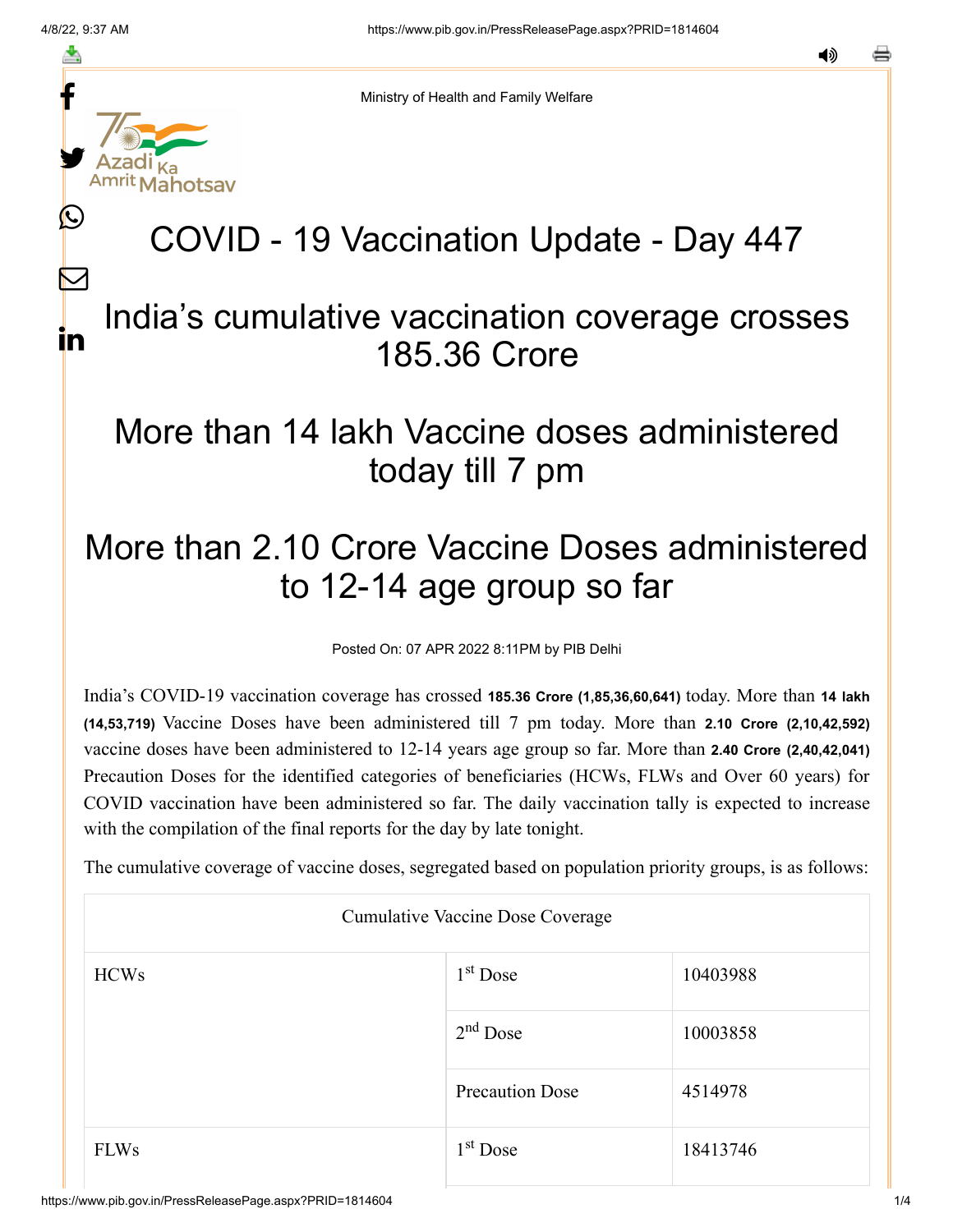Ministry of Health and Family Welfare

# COVID - 19 Vaccination Update - Day 447

## India's cumulative vaccination coverage crosses 185.36 Crore

## More than 14 lakh Vaccine doses administered today till 7 pm

## More than 2.10 Crore Vaccine Doses administered to 12-14 age group so far

Posted On: 07 APR 2022 8:11PM by PIB Delhi

India's COVID-19 vaccination coverage has crossed **185.36 Crore (1,85,36,60,641)** today. More than **14 lakh (14,53,719)** Vaccine Doses have been administered till 7 pm today. More than **2.10 Crore (2,10,42,592)** vaccine doses have been administered to 12-14 years age group so far. More than **2.40 Crore (2,40,42,041)** Precaution Doses for the identified categories of beneficiaries (HCWs, FLWs and Over 60 years) for COVID vaccination have been administered so far. The daily vaccination tally is expected to increase with the compilation of the final reports for the day by late tonight.

The cumulative coverage of vaccine doses, segregated based on population priority groups, is as follows:

| Cumulative Vaccine Dose Coverage | | |
|---|---|---|
| HCWs | 1st Dose | 10403988 |
| | 2nd Dose | 10003858 |
| | Precaution Dose | 4514978 |
| FLWs | 1st Dose | 18413746 |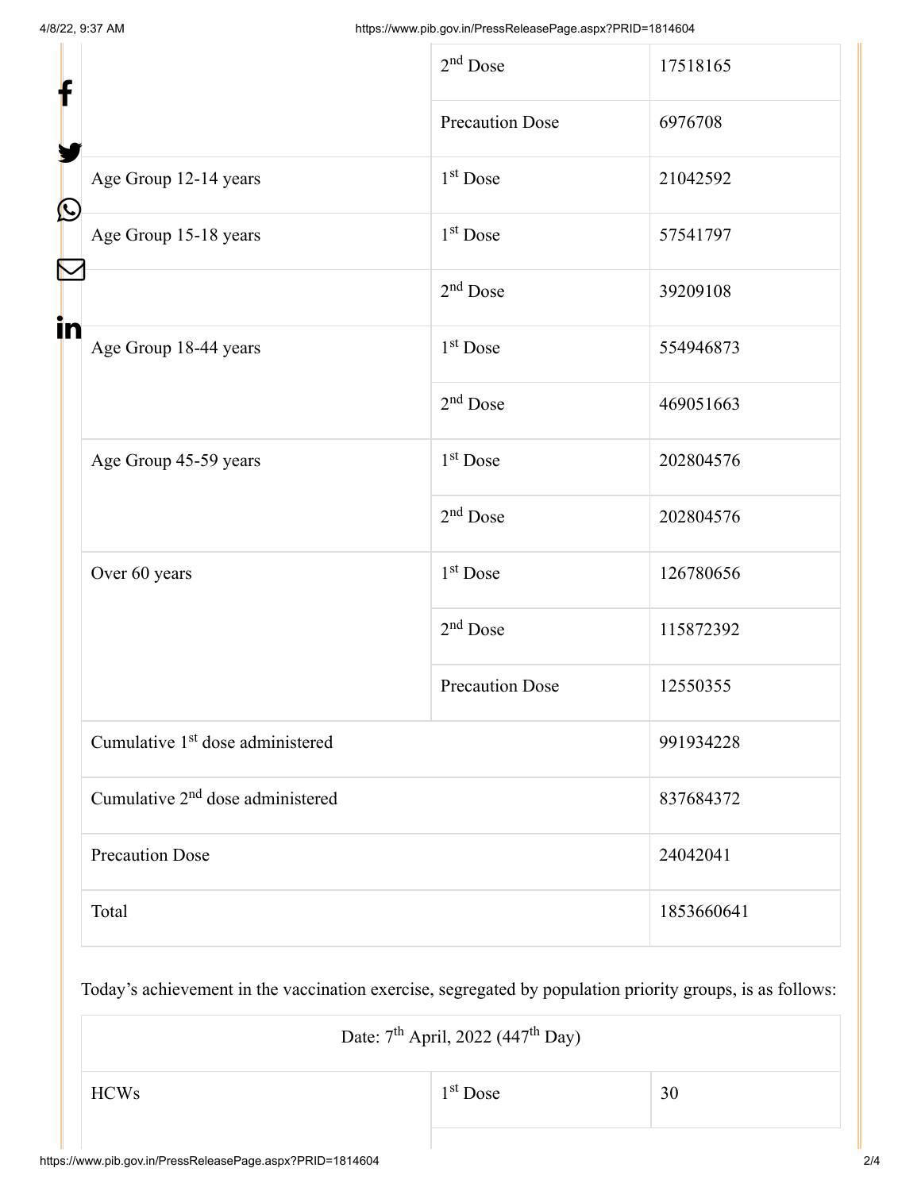| | | |
|---|---|---|
| | 2nd Dose | 17518165 |
| | Precaution Dose | 6976708 |
| Age Group 12-14 years | 1st Dose | 21042592 |
| Age Group 15-18 years | 1st Dose | 57541797 |
| | 2nd Dose | 39209108 |
| Age Group 18-44 years | 1st Dose | 554946873 |
| | 2nd Dose | 469051663 |
| Age Group 45-59 years | 1st Dose | 202804576 |
| | 2nd Dose | 202804576 |
| Over 60 years | 1st Dose | 126780656 |
| | 2nd Dose | 115872392 |
| | Precaution Dose | 12550355 |
| Cumulative 1st dose administered | | 991934228 |
| Cumulative 2nd dose administered | | 837684372 |
| Precaution Dose | | 24042041 |
| Total | | 1853660641 |

Today's achievement in the vaccination exercise, segregated by population priority groups, is as follows:

| Date: 7th April, 2022 (447th Day) | | |
|---|---|---|
| HCWs | 1st Dose | 30 |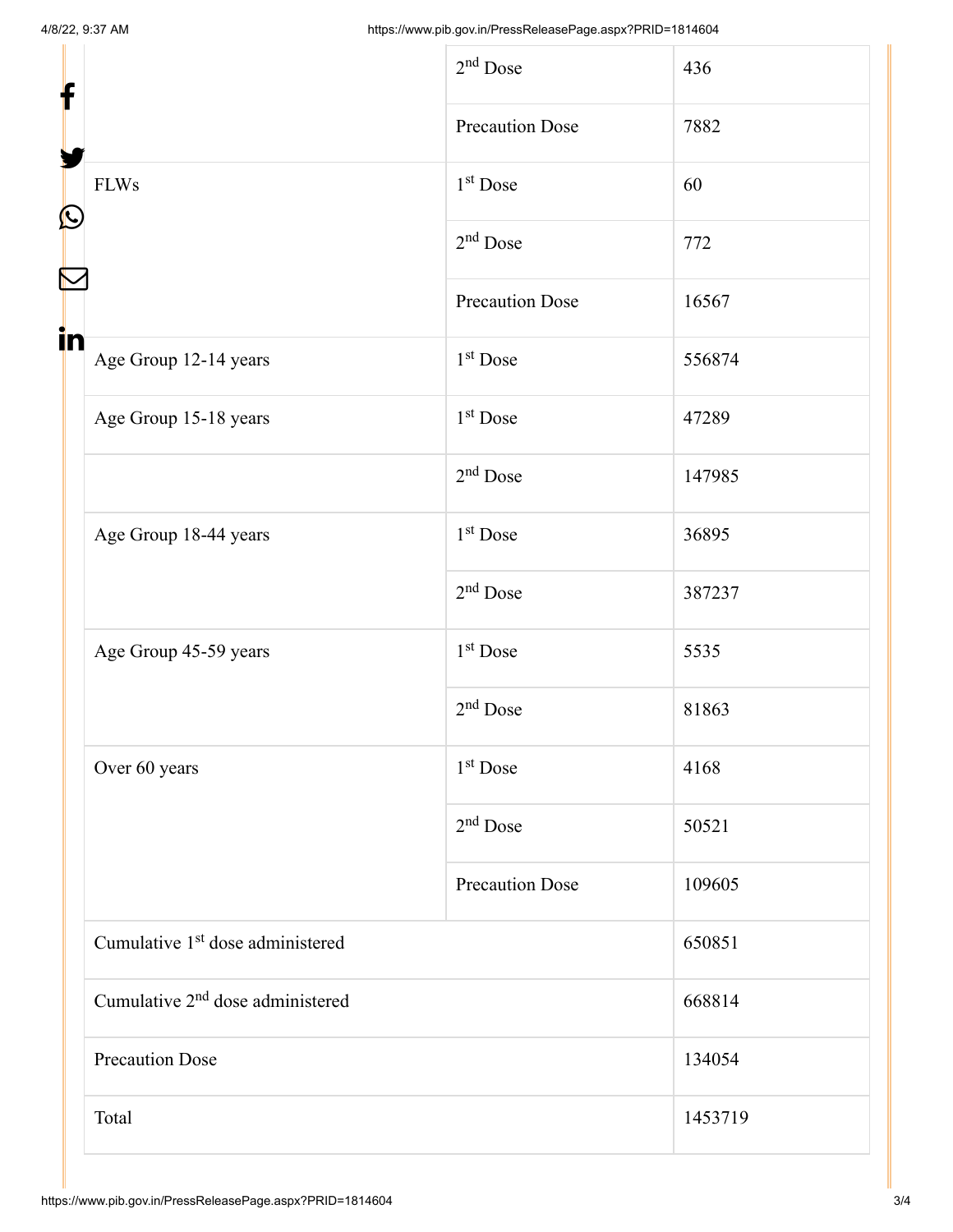| | | |
|---|---|---|
| | 2nd Dose | 436 |
| | Precaution Dose | 7882 |
| FLWs | 1st Dose | 60 |
| | 2nd Dose | 772 |
| | Precaution Dose | 16567 |
| Age Group 12-14 years | 1st Dose | 556874 |
| Age Group 15-18 years | 1st Dose | 47289 |
| | 2nd Dose | 147985 |
| Age Group 18-44 years | 1st Dose | 36895 |
| | 2nd Dose | 387237 |
| Age Group 45-59 years | 1st Dose | 5535 |
| | 2nd Dose | 81863 |
| Over 60 years | 1st Dose | 4168 |
| | 2nd Dose | 50521 |
| | Precaution Dose | 109605 |
| Cumulative 1st dose administered | | 650851 |
| Cumulative 2nd dose administered | | 668814 |
| Precaution Dose | | 134054 |
| Total | | 1453719 |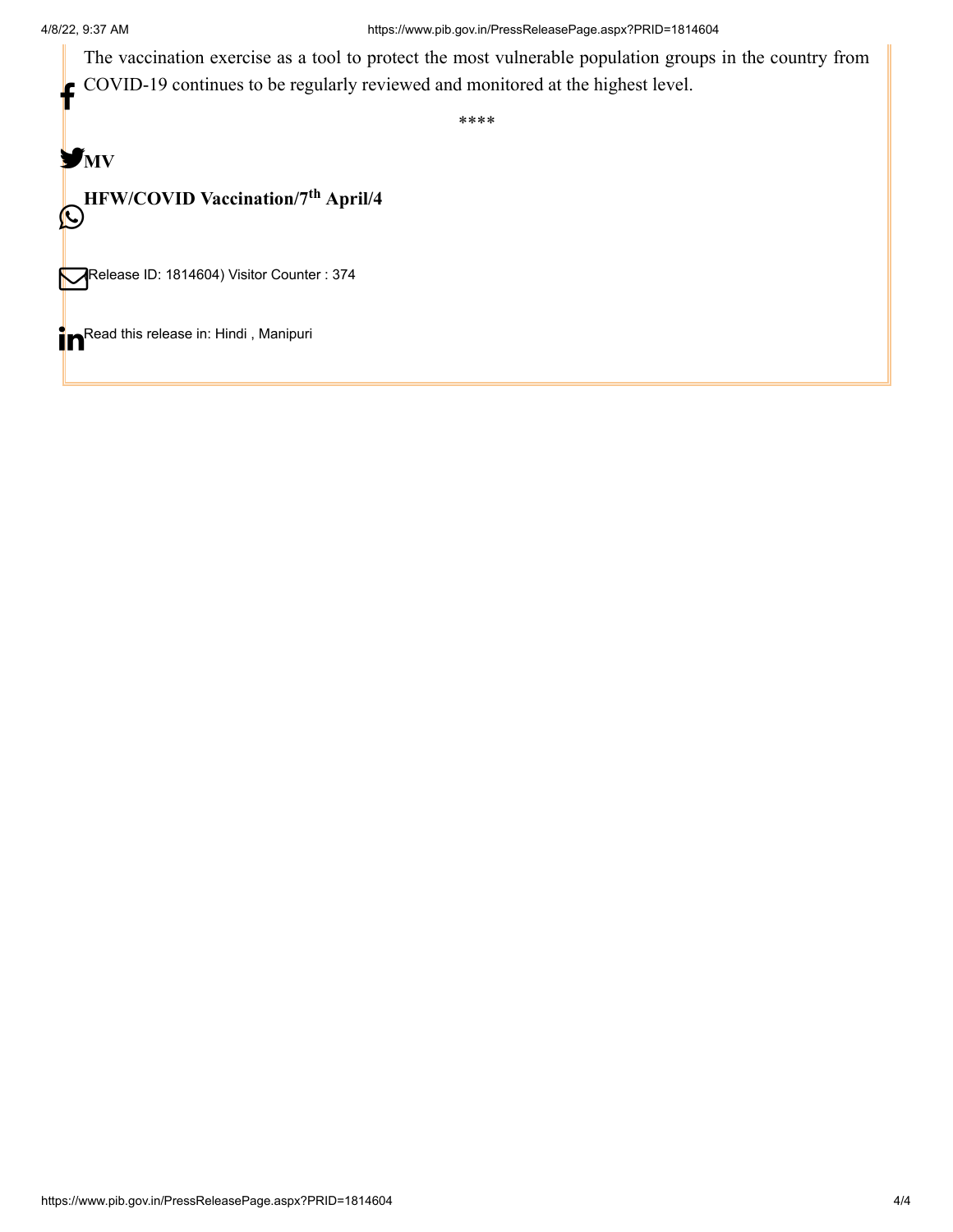The vaccination exercise as a tool to protect the most vulnerable population groups in the country from COVID-19 continues to be regularly reviewed and monitored at the highest level.

****

**MV**

**HFW/COVID Vaccination/7th April/4**

(Release ID: 1814604) Visitor Counter : 374

Read this release in: Hindi , Manipuri